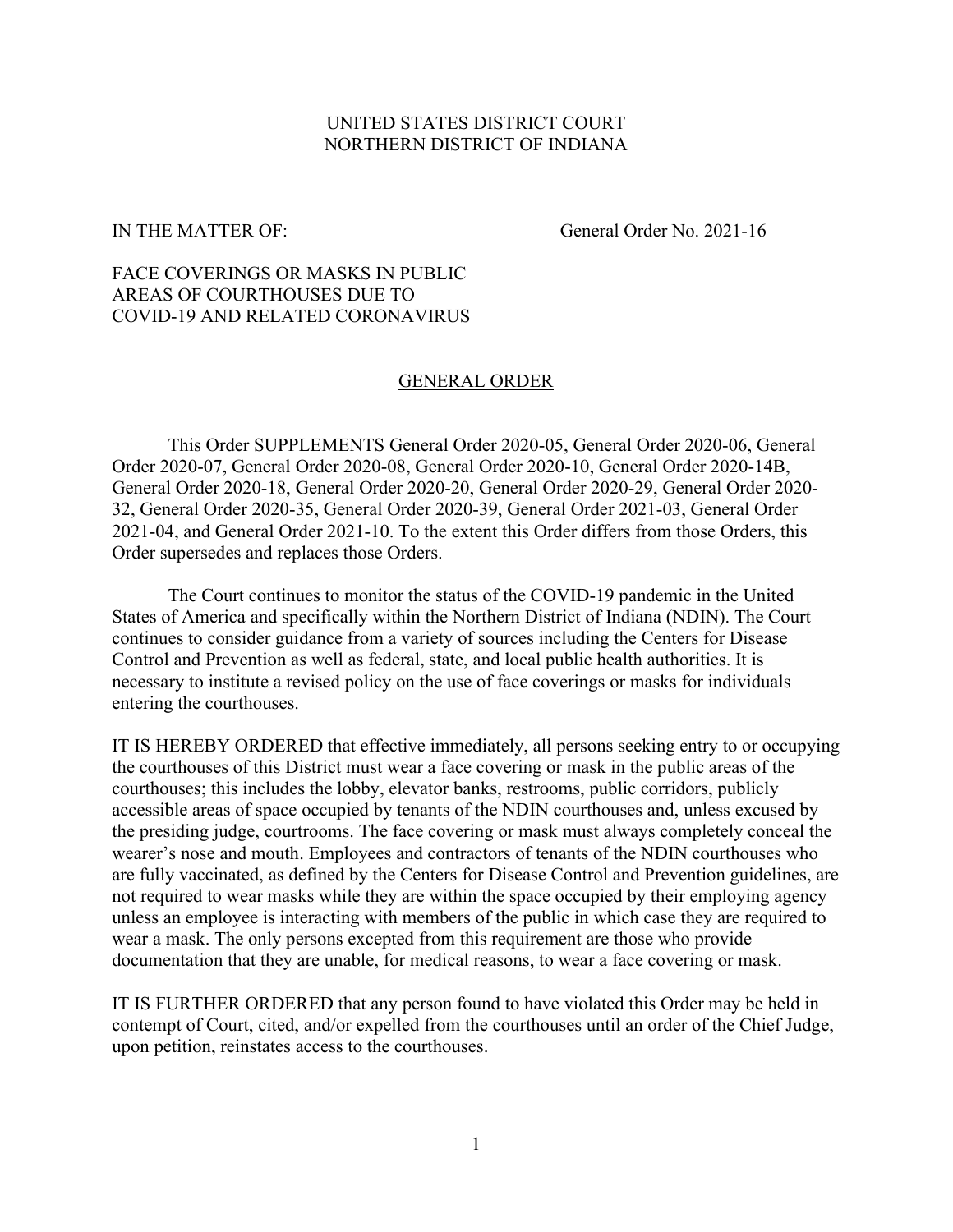UNITED STATES DISTRICT COURT
NORTHERN DISTRICT OF INDIANA

IN THE MATTER OF: General Order No. 2021-16

FACE COVERINGS OR MASKS IN PUBLIC AREAS OF COURTHOUSES DUE TO COVID-19 AND RELATED CORONAVIRUS

## GENERAL ORDER

This Order SUPPLEMENTS General Order 2020-05, General Order 2020-06, General Order 2020-07, General Order 2020-08, General Order 2020-10, General Order 2020-14B, General Order 2020-18, General Order 2020-20, General Order 2020-29, General Order 2020-32, General Order 2020-35, General Order 2020-39, General Order 2021-03, General Order 2021-04, and General Order 2021-10. To the extent this Order differs from those Orders, this Order supersedes and replaces those Orders.

The Court continues to monitor the status of the COVID-19 pandemic in the United States of America and specifically within the Northern District of Indiana (NDIN). The Court continues to consider guidance from a variety of sources including the Centers for Disease Control and Prevention as well as federal, state, and local public health authorities. It is necessary to institute a revised policy on the use of face coverings or masks for individuals entering the courthouses.

IT IS HEREBY ORDERED that effective immediately, all persons seeking entry to or occupying the courthouses of this District must wear a face covering or mask in the public areas of the courthouses; this includes the lobby, elevator banks, restrooms, public corridors, publicly accessible areas of space occupied by tenants of the NDIN courthouses and, unless excused by the presiding judge, courtrooms. The face covering or mask must always completely conceal the wearer's nose and mouth. Employees and contractors of tenants of the NDIN courthouses who are fully vaccinated, as defined by the Centers for Disease Control and Prevention guidelines, are not required to wear masks while they are within the space occupied by their employing agency unless an employee is interacting with members of the public in which case they are required to wear a mask. The only persons excepted from this requirement are those who provide documentation that they are unable, for medical reasons, to wear a face covering or mask.

IT IS FURTHER ORDERED that any person found to have violated this Order may be held in contempt of Court, cited, and/or expelled from the courthouses until an order of the Chief Judge, upon petition, reinstates access to the courthouses.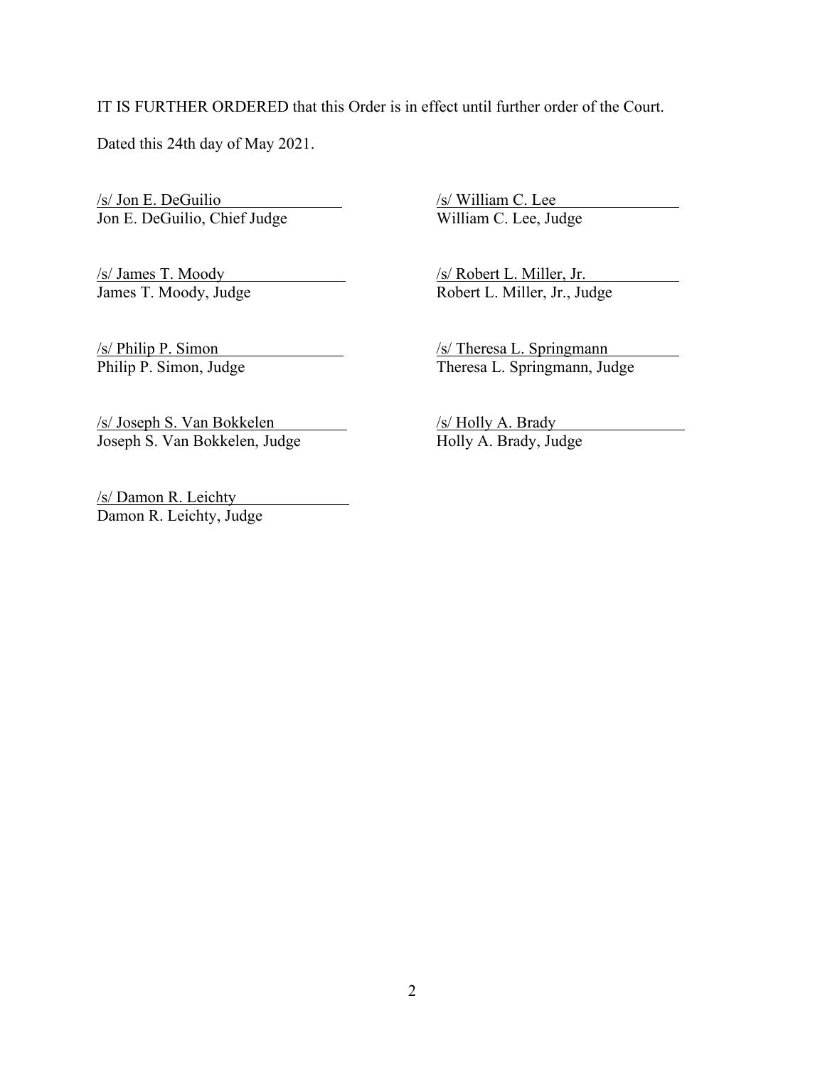IT IS FURTHER ORDERED that this Order is in effect until further order of the Court.

Dated this 24th day of May 2021.

/s/ Jon E. DeGuilio
Jon E. DeGuilio, Chief Judge

/s/ William C. Lee
William C. Lee, Judge

/s/ James T. Moody
James T. Moody, Judge

/s/ Robert L. Miller, Jr.
Robert L. Miller, Jr., Judge

/s/ Philip P. Simon
Philip P. Simon, Judge

/s/ Theresa L. Springmann
Theresa L. Springmann, Judge

/s/ Joseph S. Van Bokkelen
Joseph S. Van Bokkelen, Judge

/s/ Holly A. Brady
Holly A. Brady, Judge

/s/ Damon R. Leichty
Damon R. Leichty, Judge